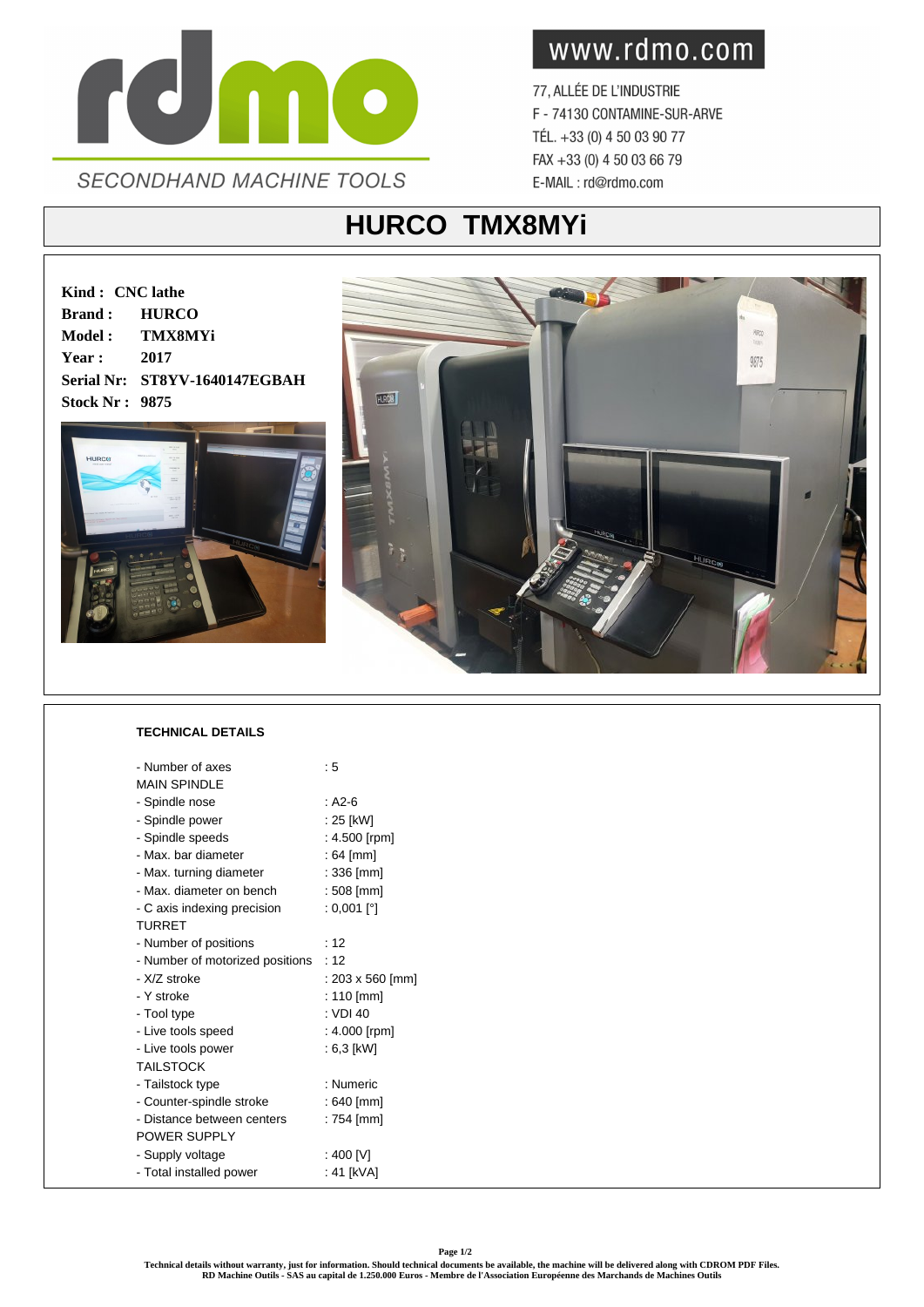rdmo

SECONDHAND MACHINE TOOLS

www.rdmo.com

77, ALLÉE DE L'INDUSTRIE
F - 74130 CONTAMINE-SUR-ARVE
TÉL. +33 (0) 4 50 03 90 77
FAX +33 (0) 4 50 03 66 79
E-MAIL : rd@rdmo.com

# HURCO TMX8MYi

**Kind :** **CNC lathe**
**Brand :** **HURCO**
**Model :** **TMX8MYi**
**Year :** **2017**
**Serial Nr:** **ST8YV-1640147EGBAH**
**Stock Nr :** **9875**

## TECHNICAL DETAILS

| | |
|---|---|
| - Number of axes | : 5 |
| MAIN SPINDLE | |
| - Spindle nose | : A2-6 |
| - Spindle power | : 25 [kW] |
| - Spindle speeds | : 4.500 [rpm] |
| - Max. bar diameter | : 64 [mm] |
| - Max. turning diameter | : 336 [mm] |
| - Max. diameter on bench | : 508 [mm] |
| - C axis indexing precision | : 0,001 [°] |
| TURRET | |
| - Number of positions | : 12 |
| - Number of motorized positions | : 12 |
| - X/Z stroke | : 203 x 560 [mm] |
| - Y stroke | : 110 [mm] |
| - Tool type | : VDI 40 |
| - Live tools speed | : 4.000 [rpm] |
| - Live tools power | : 6,3 [kW] |
| TAILSTOCK | |
| - Tailstock type | : Numeric |
| - Counter-spindle stroke | : 640 [mm] |
| - Distance between centers | : 754 [mm] |
| POWER SUPPLY | |
| - Supply voltage | : 400 [V] |
| - Total installed power | : 41 [kVA] |

**Technical details without warranty, just for information. Should technical documents be available, the machine will be delivered along with CDROM PDF Files.**
**RD Machine Outils - SAS au capital de 1.250.000 Euros - Membre de l'Association Européenne des Marchands de Machines Outils**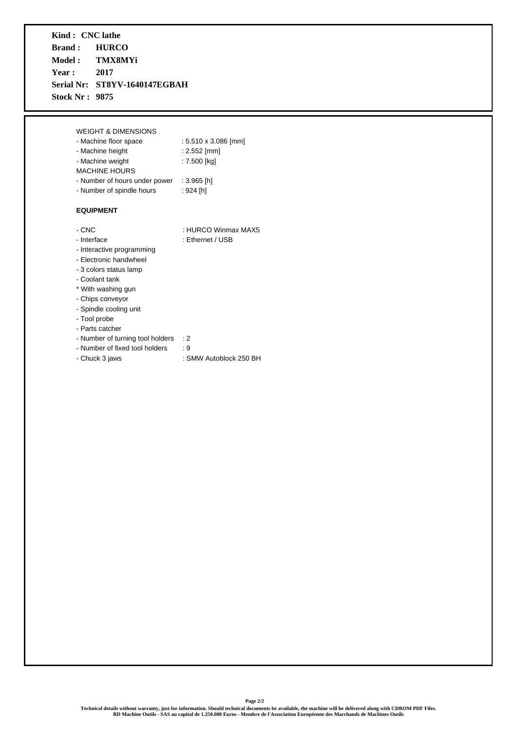**Kind : CNC lathe**
**Brand : HURCO**
**Model : TMX8MYi**
**Year : 2017**
**Serial Nr: ST8YV-1640147EGBAH**
**Stock Nr : 9875**

WEIGHT & DIMENSIONS

- Machine floor space : 5.510 x 3.086 [mm]
- Machine height : 2.552 [mm]
- Machine weight : 7.500 [kg]

MACHINE HOURS

- Number of hours under power : 3.965 [h]
- Number of spindle hours : 924 [h]

**EQUIPMENT**

- CNC : HURCO Winmax MAX5
- Interface : Ethernet / USB
- Interactive programming
- Electronic handwheel
- 3 colors status lamp
- Coolant tank

* With washing gun

- Chips conveyor
- Spindle cooling unit
- Tool probe
- Parts catcher
- Number of turning tool holders : 2
- Number of fixed tool holders : 9
- Chuck 3 jaws : SMW Autoblock 250 BH

Technical details without warranty, just for information. Should technical documents be available, the machine will be delivered along with CDROM PDF Files.
RD Machine Outils - SAS au capital de 1.250.000 Euros - Membre de l'Association Européenne des Marchands de Machines Outils